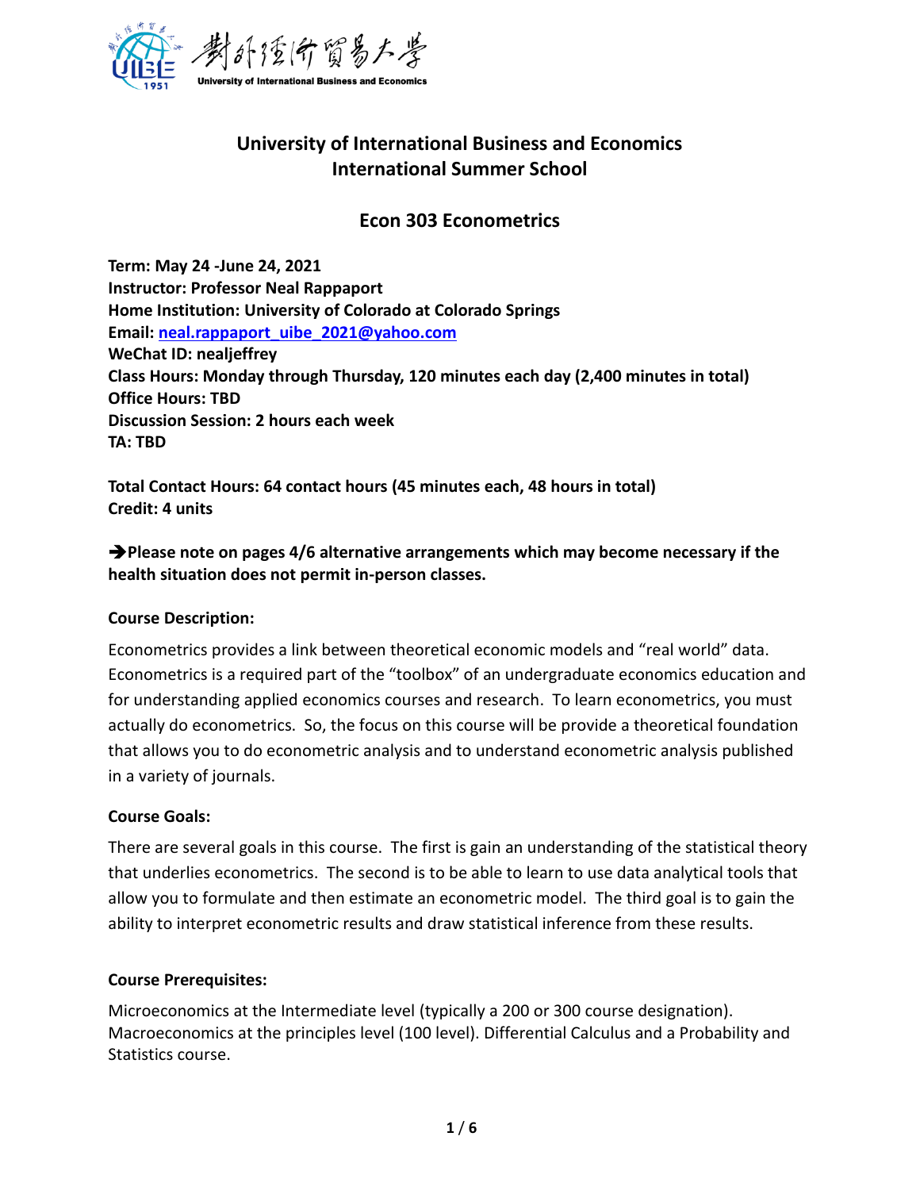# University of International Business and Economics
# International Summer School

## Econ 303 Econometrics

**Term: May 24 -June 24, 2021**
**Instructor: Professor Neal Rappaport**
**Home Institution: University of Colorado at Colorado Springs**
**Email: neal.rappaport_uibe_2021@yahoo.com**
**WeChat ID: nealjeffrey**
**Class Hours: Monday through Thursday, 120 minutes each day (2,400 minutes in total)**
**Office Hours: TBD**
**Discussion Session: 2 hours each week**
**TA: TBD**

**Total Contact Hours: 64 contact hours (45 minutes each, 48 hours in total)**
**Credit: 4 units**

**➔Please note on pages 4/6 alternative arrangements which may become necessary if the health situation does not permit in-person classes.**

### Course Description:

Econometrics provides a link between theoretical economic models and "real world" data. Econometrics is a required part of the "toolbox" of an undergraduate economics education and for understanding applied economics courses and research. To learn econometrics, you must actually do econometrics. So, the focus on this course will be provide a theoretical foundation that allows you to do econometric analysis and to understand econometric analysis published in a variety of journals.

### Course Goals:

There are several goals in this course. The first is gain an understanding of the statistical theory that underlies econometrics. The second is to be able to learn to use data analytical tools that allow you to formulate and then estimate an econometric model. The third goal is to gain the ability to interpret econometric results and draw statistical inference from these results.

### Course Prerequisites:

Microeconomics at the Intermediate level (typically a 200 or 300 course designation). Macroeconomics at the principles level (100 level). Differential Calculus and a Probability and Statistics course.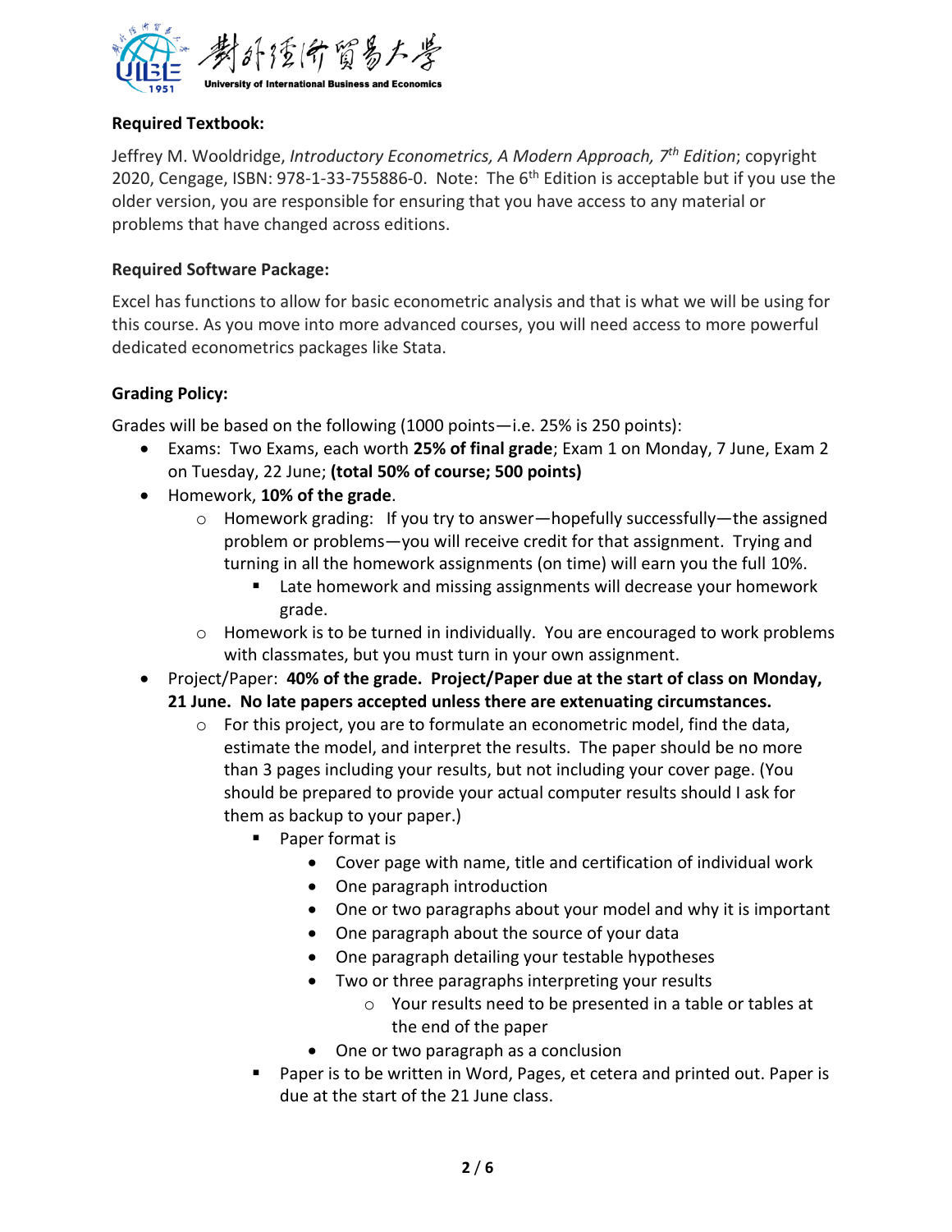**Required Textbook:**

Jeffrey M. Wooldridge, *Introductory Econometrics, A Modern Approach, 7th Edition*; copyright 2020, Cengage, ISBN: 978-1-33-755886-0. Note: The 6th Edition is acceptable but if you use the older version, you are responsible for ensuring that you have access to any material or problems that have changed across editions.

**Required Software Package:**

Excel has functions to allow for basic econometric analysis and that is what we will be using for this course. As you move into more advanced courses, you will need access to more powerful dedicated econometrics packages like Stata.

**Grading Policy:**

Grades will be based on the following (1000 points—i.e. 25% is 250 points):

- Exams: Two Exams, each worth **25% of final grade**; Exam 1 on Monday, 7 June, Exam 2 on Tuesday, 22 June; **(total 50% of course; 500 points)**
- Homework, **10% of the grade**.
  - Homework grading: If you try to answer—hopefully successfully—the assigned problem or problems—you will receive credit for that assignment. Trying and turning in all the homework assignments (on time) will earn you the full 10%.
    - Late homework and missing assignments will decrease your homework grade.
  - Homework is to be turned in individually. You are encouraged to work problems with classmates, but you must turn in your own assignment.
- Project/Paper: **40% of the grade. Project/Paper due at the start of class on Monday, 21 June. No late papers accepted unless there are extenuating circumstances.**
  - For this project, you are to formulate an econometric model, find the data, estimate the model, and interpret the results. The paper should be no more than 3 pages including your results, but not including your cover page. (You should be prepared to provide your actual computer results should I ask for them as backup to your paper.)
    - Paper format is
      - Cover page with name, title and certification of individual work
      - One paragraph introduction
      - One or two paragraphs about your model and why it is important
      - One paragraph about the source of your data
      - One paragraph detailing your testable hypotheses
      - Two or three paragraphs interpreting your results
        - Your results need to be presented in a table or tables at the end of the paper
      - One or two paragraph as a conclusion
    - Paper is to be written in Word, Pages, et cetera and printed out. Paper is due at the start of the 21 June class.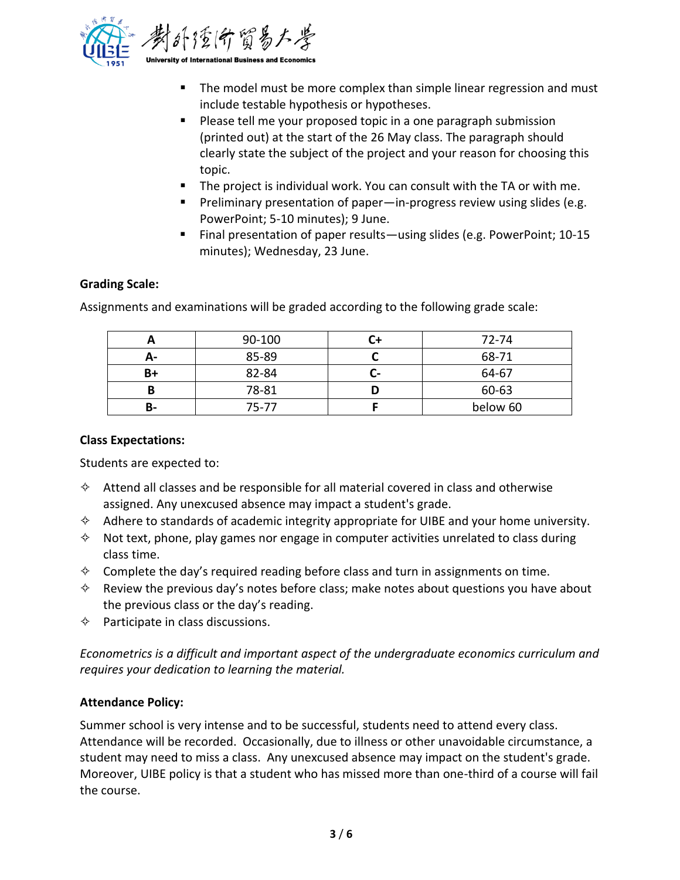- The model must be more complex than simple linear regression and must include testable hypothesis or hypotheses.
- Please tell me your proposed topic in a one paragraph submission (printed out) at the start of the 26 May class. The paragraph should clearly state the subject of the project and your reason for choosing this topic.
- The project is individual work. You can consult with the TA or with me.
- Preliminary presentation of paper—in-progress review using slides (e.g. PowerPoint; 5-10 minutes); 9 June.
- Final presentation of paper results—using slides (e.g. PowerPoint; 10-15 minutes); Wednesday, 23 June.

**Grading Scale:**

Assignments and examinations will be graded according to the following grade scale:

| A | 90-100 | C+ | 72-74 |
|---|---|---|---|
| A- | 85-89 | C | 68-71 |
| B+ | 82-84 | C- | 64-67 |
| B | 78-81 | D | 60-63 |
| B- | 75-77 | F | below 60 |

**Class Expectations:**

Students are expected to:

- Attend all classes and be responsible for all material covered in class and otherwise assigned. Any unexcused absence may impact a student's grade.
- Adhere to standards of academic integrity appropriate for UIBE and your home university.
- Not text, phone, play games nor engage in computer activities unrelated to class during class time.
- Complete the day's required reading before class and turn in assignments on time.
- Review the previous day's notes before class; make notes about questions you have about the previous class or the day's reading.
- Participate in class discussions.

*Econometrics is a difficult and important aspect of the undergraduate economics curriculum and requires your dedication to learning the material.*

**Attendance Policy:**

Summer school is very intense and to be successful, students need to attend every class. Attendance will be recorded. Occasionally, due to illness or other unavoidable circumstance, a student may need to miss a class. Any unexcused absence may impact on the student's grade. Moreover, UIBE policy is that a student who has missed more than one-third of a course will fail the course.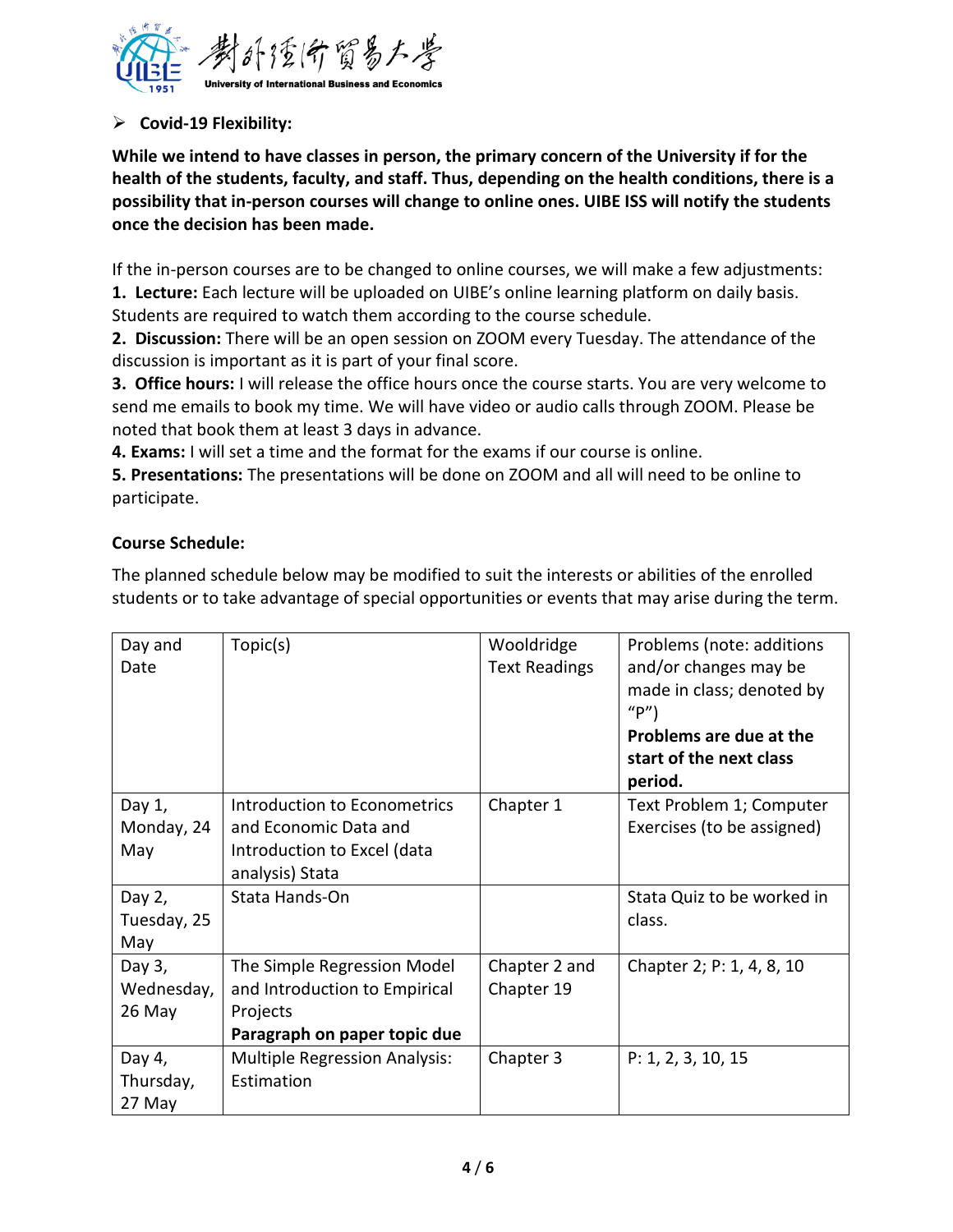- **Covid-19 Flexibility:**

**While we intend to have classes in person, the primary concern of the University if for the health of the students, faculty, and staff. Thus, depending on the health conditions, there is a possibility that in-person courses will change to online ones. UIBE ISS will notify the students once the decision has been made.**

If the in-person courses are to be changed to online courses, we will make a few adjustments:
**1. Lecture:** Each lecture will be uploaded on UIBE's online learning platform on daily basis. Students are required to watch them according to the course schedule.
**2. Discussion:** There will be an open session on ZOOM every Tuesday. The attendance of the discussion is important as it is part of your final score.
**3. Office hours:** I will release the office hours once the course starts. You are very welcome to send me emails to book my time. We will have video or audio calls through ZOOM. Please be noted that book them at least 3 days in advance.
**4. Exams:** I will set a time and the format for the exams if our course is online.
**5. Presentations:** The presentations will be done on ZOOM and all will need to be online to participate.

**Course Schedule:**

The planned schedule below may be modified to suit the interests or abilities of the enrolled students or to take advantage of special opportunities or events that may arise during the term.

| Day and Date | Topic(s) | Wooldridge Text Readings | Problems (note: additions and/or changes may be made in class; denoted by "P") **Problems are due at the start of the next class period.** |
|---|---|---|---|
| Day 1, Monday, 24 May | Introduction to Econometrics and Economic Data and Introduction to Excel (data analysis) Stata | Chapter 1 | Text Problem 1; Computer Exercises (to be assigned) |
| Day 2, Tuesday, 25 May | Stata Hands-On | | Stata Quiz to be worked in class. |
| Day 3, Wednesday, 26 May | The Simple Regression Model and Introduction to Empirical Projects **Paragraph on paper topic due** | Chapter 2 and Chapter 19 | Chapter 2; P: 1, 4, 8, 10 |
| Day 4, Thursday, 27 May | Multiple Regression Analysis: Estimation | Chapter 3 | P: 1, 2, 3, 10, 15 |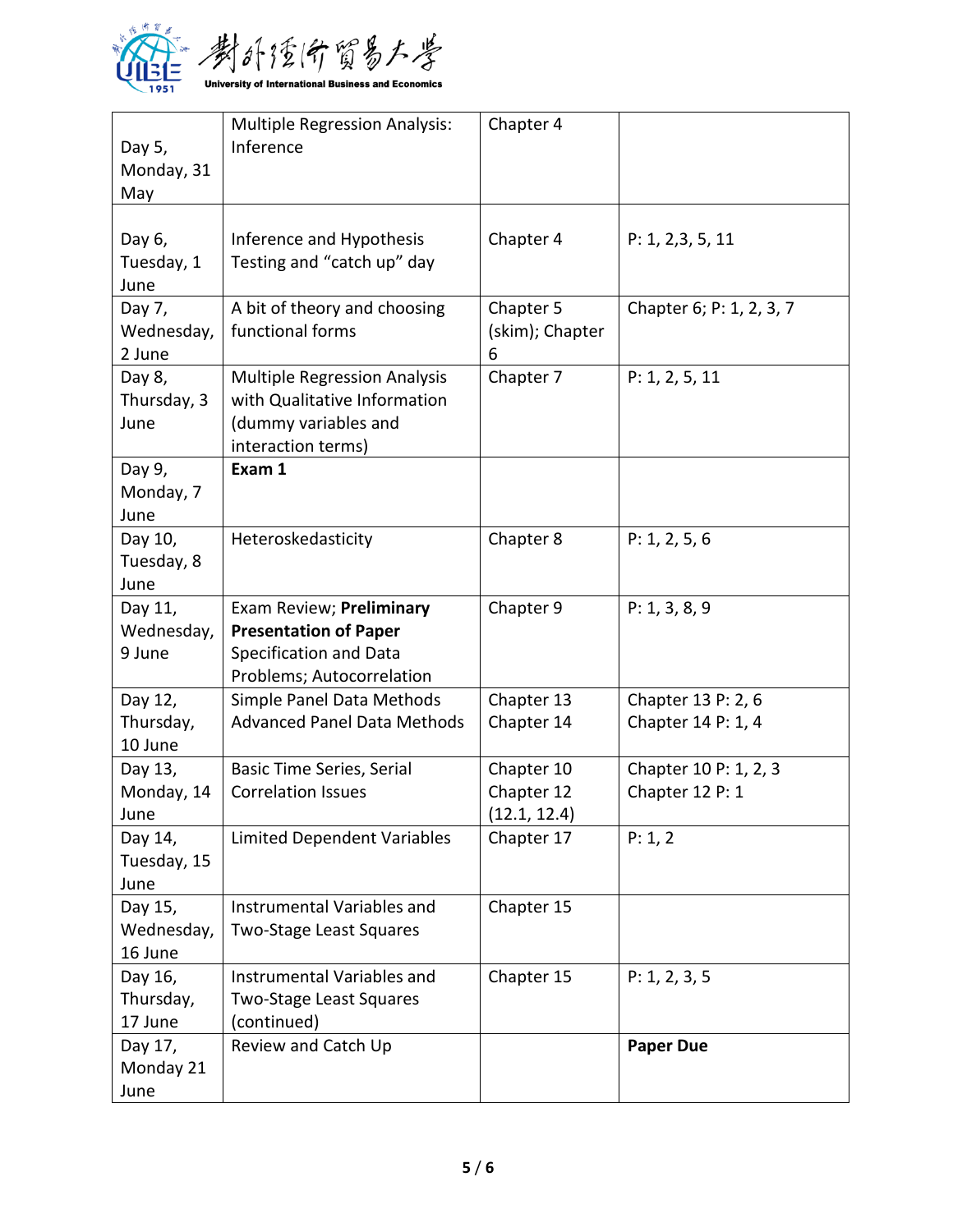| Day 5, Monday, 31 May | Multiple Regression Analysis: Inference | Chapter 4 | |
|---|---|---|---|
| Day 6, Tuesday, 1 June | Inference and Hypothesis Testing and “catch up” day | Chapter 4 | P: 1, 2,3, 5, 11 |
| Day 7, Wednesday, 2 June | A bit of theory and choosing functional forms | Chapter 5 (skim); Chapter 6 | Chapter 6; P: 1, 2, 3, 7 |
| Day 8, Thursday, 3 June | Multiple Regression Analysis with Qualitative Information (dummy variables and interaction terms) | Chapter 7 | P: 1, 2, 5, 11 |
| Day 9, Monday, 7 June | **Exam 1** | | |
| Day 10, Tuesday, 8 June | Heteroskedasticity | Chapter 8 | P: 1, 2, 5, 6 |
| Day 11, Wednesday, 9 June | Exam Review; **Preliminary Presentation of Paper** Specification and Data Problems; Autocorrelation | Chapter 9 | P: 1, 3, 8, 9 |
| Day 12, Thursday, 10 June | Simple Panel Data Methods Advanced Panel Data Methods | Chapter 13 Chapter 14 | Chapter 13 P: 2, 6 Chapter 14 P: 1, 4 |
| Day 13, Monday, 14 June | Basic Time Series, Serial Correlation Issues | Chapter 10 Chapter 12 (12.1, 12.4) | Chapter 10 P: 1, 2, 3 Chapter 12 P: 1 |
| Day 14, Tuesday, 15 June | Limited Dependent Variables | Chapter 17 | P: 1, 2 |
| Day 15, Wednesday, 16 June | Instrumental Variables and Two-Stage Least Squares | Chapter 15 | |
| Day 16, Thursday, 17 June | Instrumental Variables and Two-Stage Least Squares (continued) | Chapter 15 | P: 1, 2, 3, 5 |
| Day 17, Monday 21 June | Review and Catch Up | | **Paper Due** |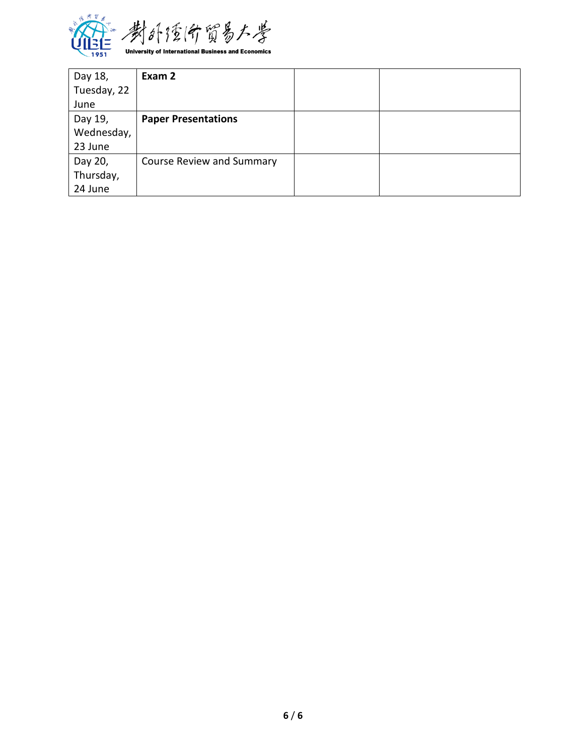| | | | |
|---|---|---|---|
| Day 18, Tuesday, 22 June | **Exam 2** | | |
| Day 19, Wednesday, 23 June | **Paper Presentations** | | |
| Day 20, Thursday, 24 June | Course Review and Summary | | |